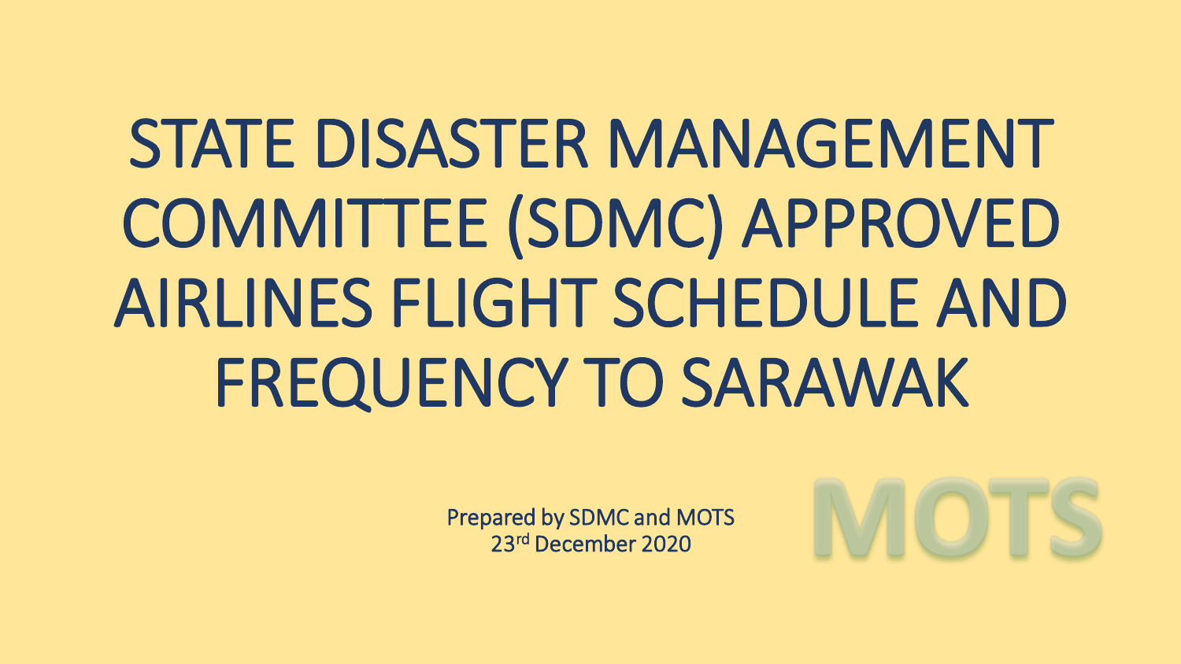# STATE DISASTER MANAGEMENT COMMITTEE (SDMC) APPROVED AIRLINES FLIGHT SCHEDULE AND FREQUENCY TO SARAWAK

Prepared by SDMC and MOTS
23rd December 2020

MOTS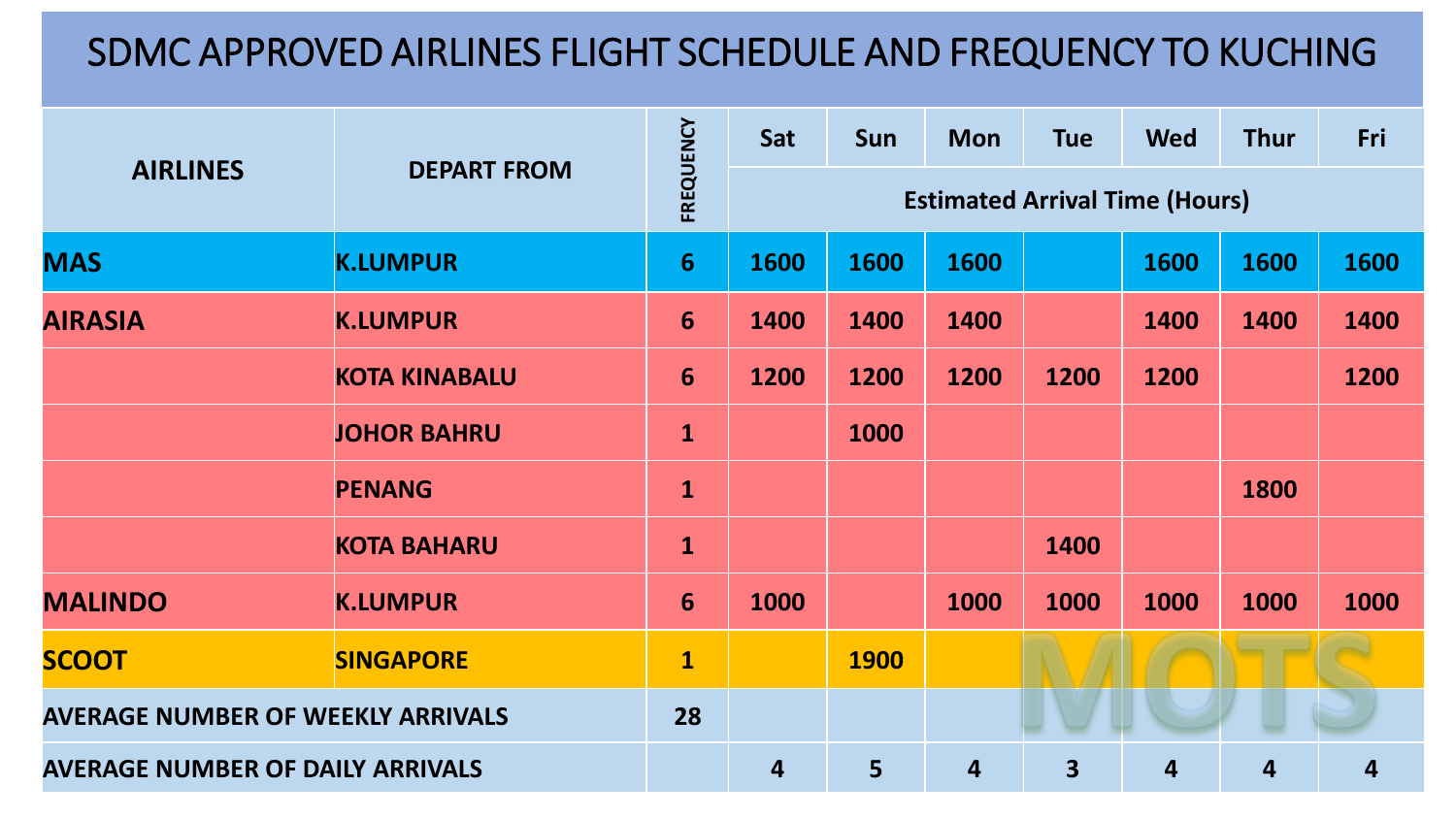# SDMC APPROVED AIRLINES FLIGHT SCHEDULE AND FREQUENCY TO KUCHING

| AIRLINES | DEPART FROM | FREQUENCY | Sat | Sun | Mon | Tue | Wed | Thur | Fri |
|---|---|---|---|---|---|---|---|---|---|
| | | | Estimated Arrival Time (Hours) | | | | | | |
| **MAS** | **K.LUMPUR** | **6** | **1600** | **1600** | **1600** | | **1600** | **1600** | **1600** |
| **AIRASIA** | **K.LUMPUR** | **6** | **1400** | **1400** | **1400** | | **1400** | **1400** | **1400** |
| | **KOTA KINABALU** | **6** | **1200** | **1200** | **1200** | **1200** | **1200** | | **1200** |
| | **JOHOR BAHRU** | **1** | | **1000** | | | | | |
| | **PENANG** | **1** | | | | | | **1800** | |
| | **KOTA BAHARU** | **1** | | | | **1400** | | | |
| **MALINDO** | **K.LUMPUR** | **6** | **1000** | | **1000** | **1000** | **1000** | **1000** | **1000** |
| **SCOOT** | **SINGAPORE** | **1** | | **1900** | | | | | |
| **AVERAGE NUMBER OF WEEKLY ARRIVALS** | | **28** | | | | | | | |
| **AVERAGE NUMBER OF DAILY ARRIVALS** | | | **4** | **5** | **4** | **3** | **4** | **4** | **4** |

MOTS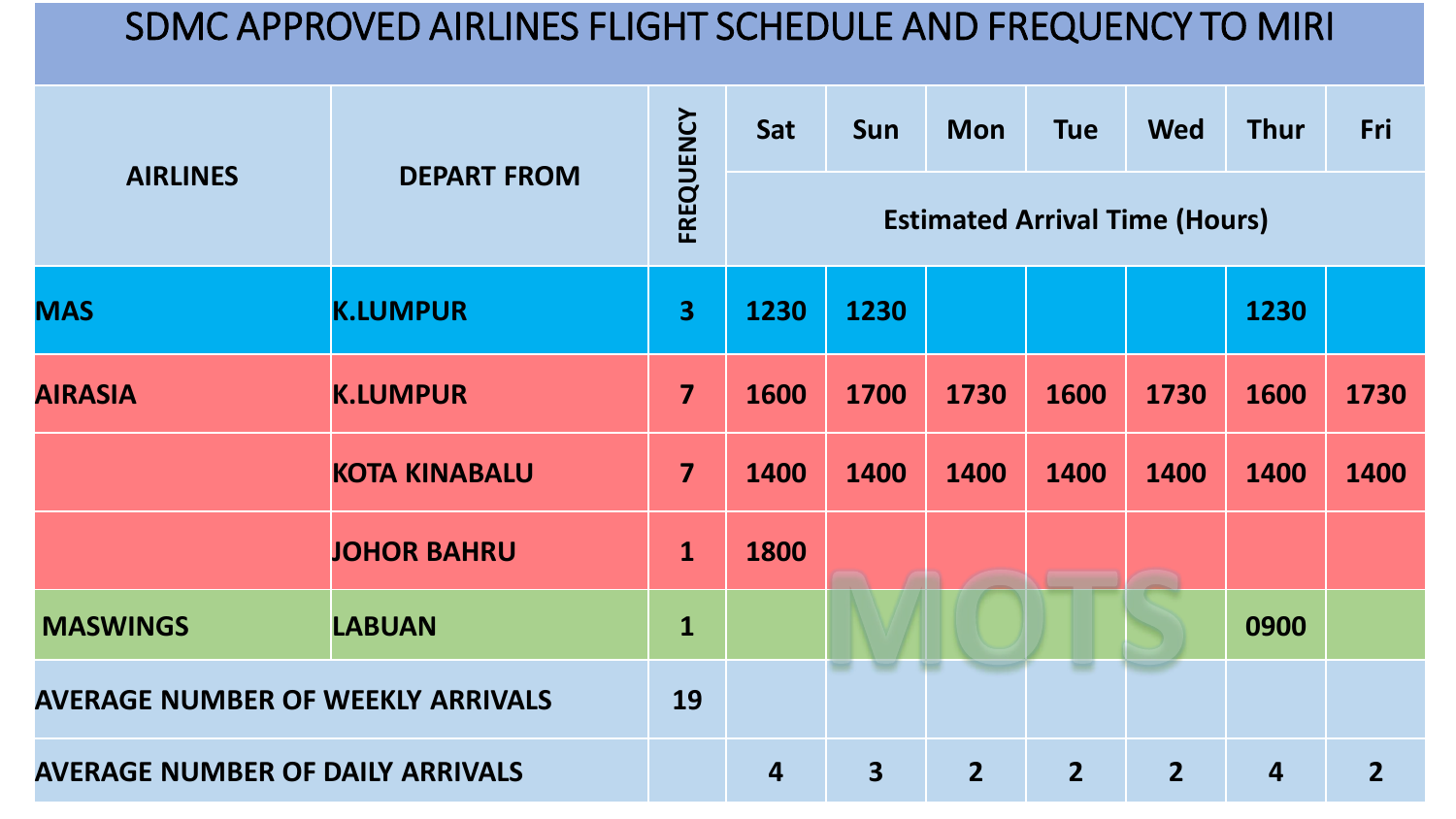# SDMC APPROVED AIRLINES FLIGHT SCHEDULE AND FREQUENCY TO MIRI

| AIRLINES | DEPART FROM | FREQUENCY | Sat | Sun | Mon | Tue | Wed | Thur | Fri |
|---|---|---|---|---|---|---|---|---|---|
| | | | Estimated Arrival Time (Hours) | | | | | | |
| MAS | K.LUMPUR | 3 | 1230 | 1230 | | | | 1230 | |
| AIRASIA | K.LUMPUR | 7 | 1600 | 1700 | 1730 | 1600 | 1730 | 1600 | 1730 |
| | KOTA KINABALU | 7 | 1400 | 1400 | 1400 | 1400 | 1400 | 1400 | 1400 |
| | JOHOR BAHRU | 1 | 1800 | | | | | | |
| MASWINGS | LABUAN | 1 | | | | | | 0900 | |
| AVERAGE NUMBER OF WEEKLY ARRIVALS | | 19 | | | | | | | |
| AVERAGE NUMBER OF DAILY ARRIVALS | | | 4 | 3 | 2 | 2 | 2 | 4 | 2 |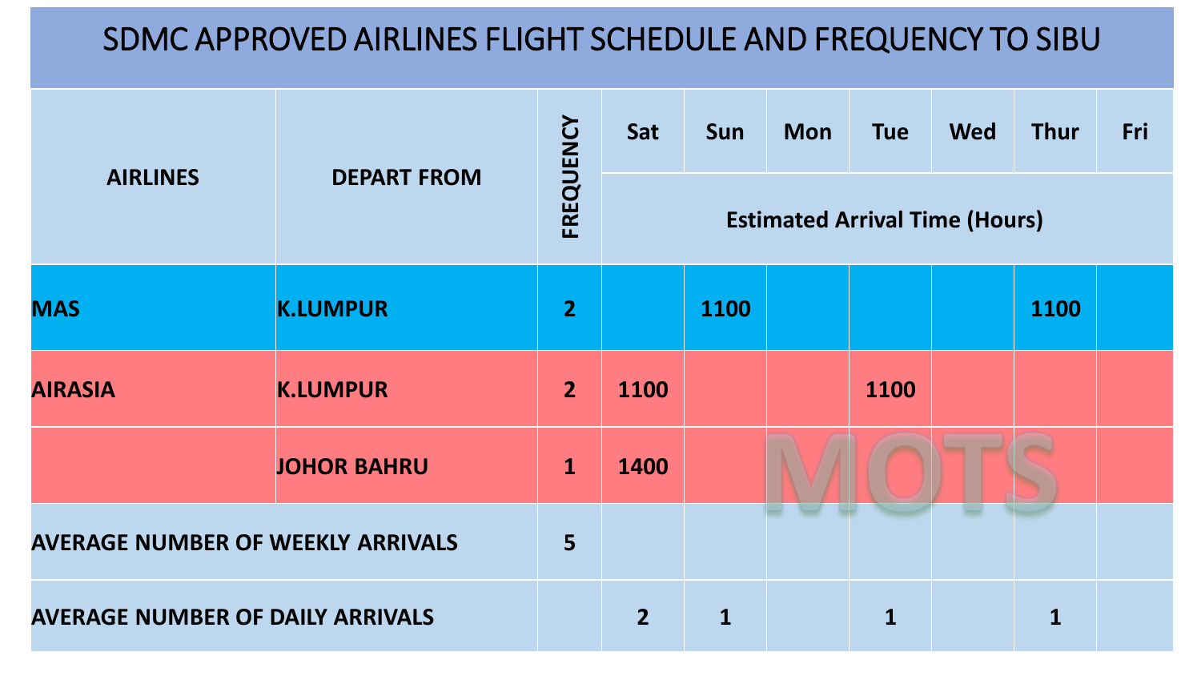# SDMC APPROVED AIRLINES FLIGHT SCHEDULE AND FREQUENCY TO SIBU

| AIRLINES | DEPART FROM | FREQUENCY | Sat | Sun | Mon | Tue | Wed | Thur | Fri |
|---|---|---|---|---|---|---|---|---|---|
| | | | Estimated Arrival Time (Hours) | | | | | | |
| MAS | K.LUMPUR | 2 | | 1100 | | | | 1100 | |
| AIRASIA | K.LUMPUR | 2 | 1100 | | | 1100 | | | |
| | JOHOR BAHRU | 1 | 1400 | | | | | | |
| AVERAGE NUMBER OF WEEKLY ARRIVALS | | 5 | | | | | | | |
| AVERAGE NUMBER OF DAILY ARRIVALS | | | 2 | 1 | | 1 | | 1 | |

MOTS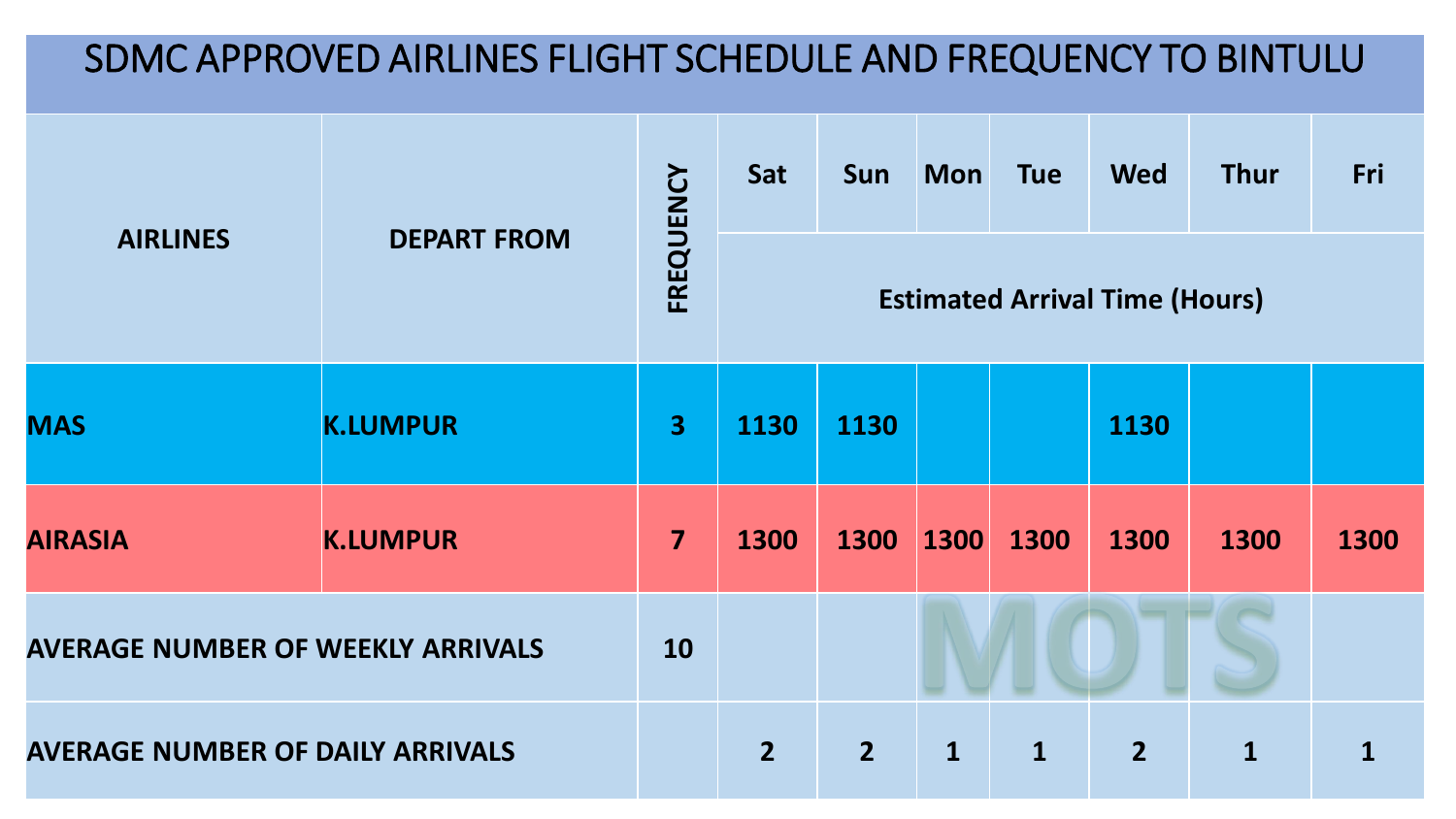# SDMC APPROVED AIRLINES FLIGHT SCHEDULE AND FREQUENCY TO BINTULU

| AIRLINES | DEPART FROM | FREQUENCY | Sat | Sun | Mon | Tue | Wed | Thur | Fri |
|---|---|---|---|---|---|---|---|---|---|
| | | | Estimated Arrival Time (Hours) | | | | | | |
| MAS | K.LUMPUR | 3 | 1130 | 1130 | | | 1130 | | |
| AIRASIA | K.LUMPUR | 7 | 1300 | 1300 | 1300 | 1300 | 1300 | 1300 | 1300 |
| AVERAGE NUMBER OF WEEKLY ARRIVALS | | 10 | | | | | | | |
| AVERAGE NUMBER OF DAILY ARRIVALS | | | 2 | 2 | 1 | 1 | 2 | 1 | 1 |

MOTS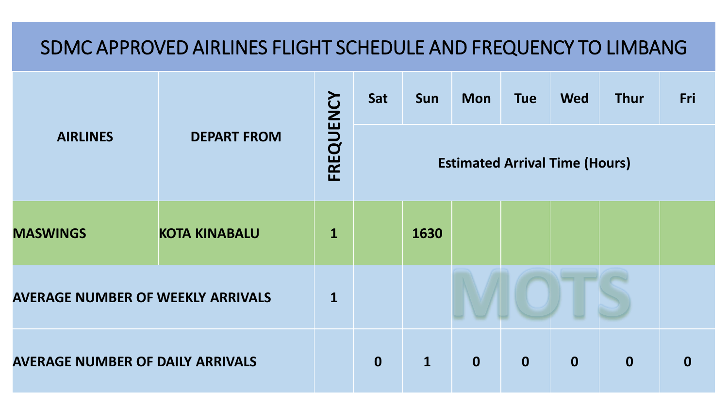# SDMC APPROVED AIRLINES FLIGHT SCHEDULE AND FREQUENCY TO LIMBANG

| AIRLINES | DEPART FROM | FREQUENCY | Sat | Sun | Mon | Tue | Wed | Thur | Fri |
|---|---|---|---|---|---|---|---|---|---|
| | | | Estimated Arrival Time (Hours) | | | | | | |
| **MASWINGS** | **KOTA KINABALU** | **1** | | **1630** | | | | | |
| **AVERAGE NUMBER OF WEEKLY ARRIVALS** | | **1** | | | | | | | |
| **AVERAGE NUMBER OF DAILY ARRIVALS** | | | **0** | **1** | **0** | **0** | **0** | **0** | **0** |

MOTS